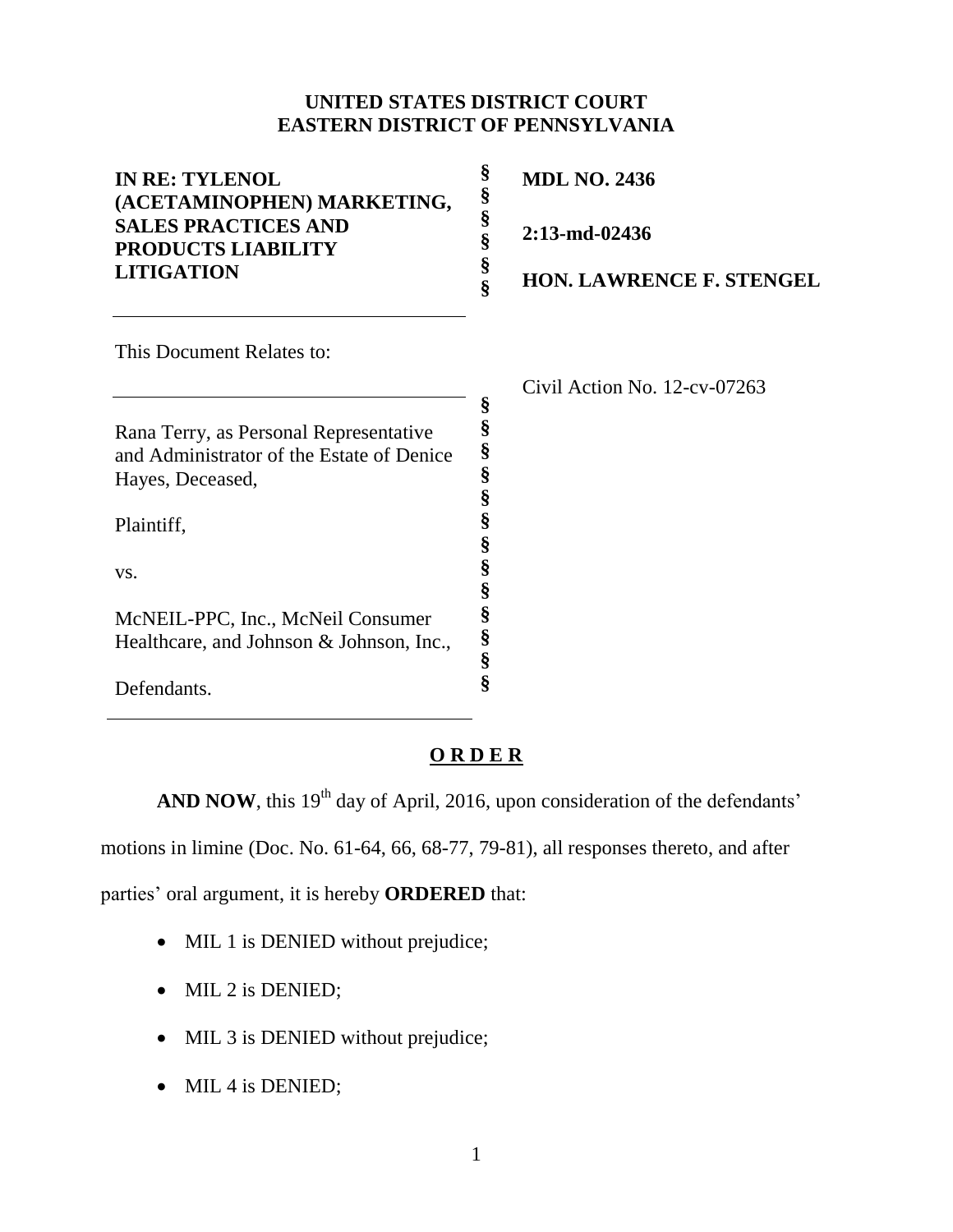**UNITED STATES DISTRICT COURT**
**EASTERN DISTRICT OF PENNSYLVANIA**

| | | |
|---|---|---|
| **IN RE: TYLENOL (ACETAMINOPHEN) MARKETING, SALES PRACTICES AND PRODUCTS LIABILITY LITIGATION** | § § § § § § | **MDL NO. 2436** <br> **2:13-md-02436** <br> **HON. LAWRENCE F. STENGEL** |

This Document Relates to:

| | | |
|---|---|---|
| Rana Terry, as Personal Representative and Administrator of the Estate of Denice Hayes, Deceased, <br><br> Plaintiff, <br><br> vs. <br><br> McNEIL-PPC, Inc., McNeil Consumer Healthcare, and Johnson & Johnson, Inc., <br><br> Defendants. | § § § § § § § § § § § § § | Civil Action No. 12-cv-07263 |

**O R D E R**

**AND NOW**, this 19th day of April, 2016, upon consideration of the defendants' motions in limine (Doc. No. 61-64, 66, 68-77, 79-81), all responses thereto, and after parties' oral argument, it is hereby **ORDERED** that:

- MIL 1 is DENIED without prejudice;
- MIL 2 is DENIED;
- MIL 3 is DENIED without prejudice;
- MIL 4 is DENIED;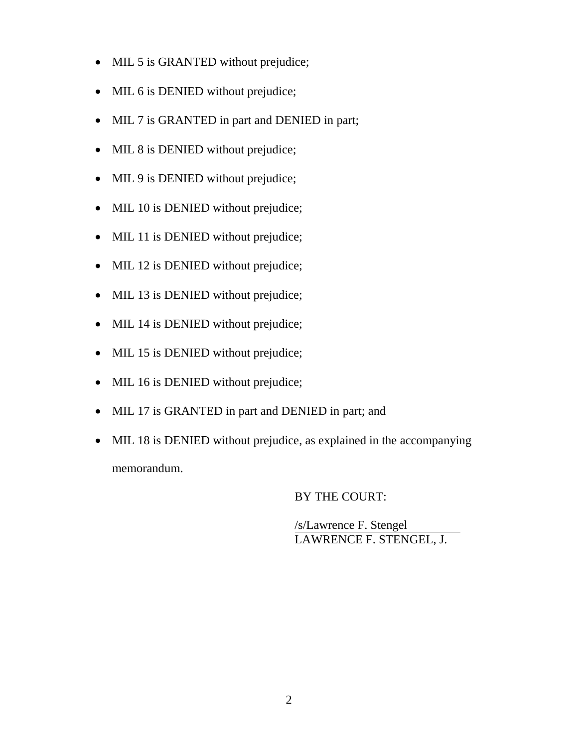- MIL 5 is GRANTED without prejudice;
- MIL 6 is DENIED without prejudice;
- MIL 7 is GRANTED in part and DENIED in part;
- MIL 8 is DENIED without prejudice;
- MIL 9 is DENIED without prejudice;
- MIL 10 is DENIED without prejudice;
- MIL 11 is DENIED without prejudice;
- MIL 12 is DENIED without prejudice;
- MIL 13 is DENIED without prejudice;
- MIL 14 is DENIED without prejudice;
- MIL 15 is DENIED without prejudice;
- MIL 16 is DENIED without prejudice;
- MIL 17 is GRANTED in part and DENIED in part; and
- MIL 18 is DENIED without prejudice, as explained in the accompanying memorandum.

BY THE COURT:

/s/Lawrence F. Stengel
LAWRENCE F. STENGEL, J.